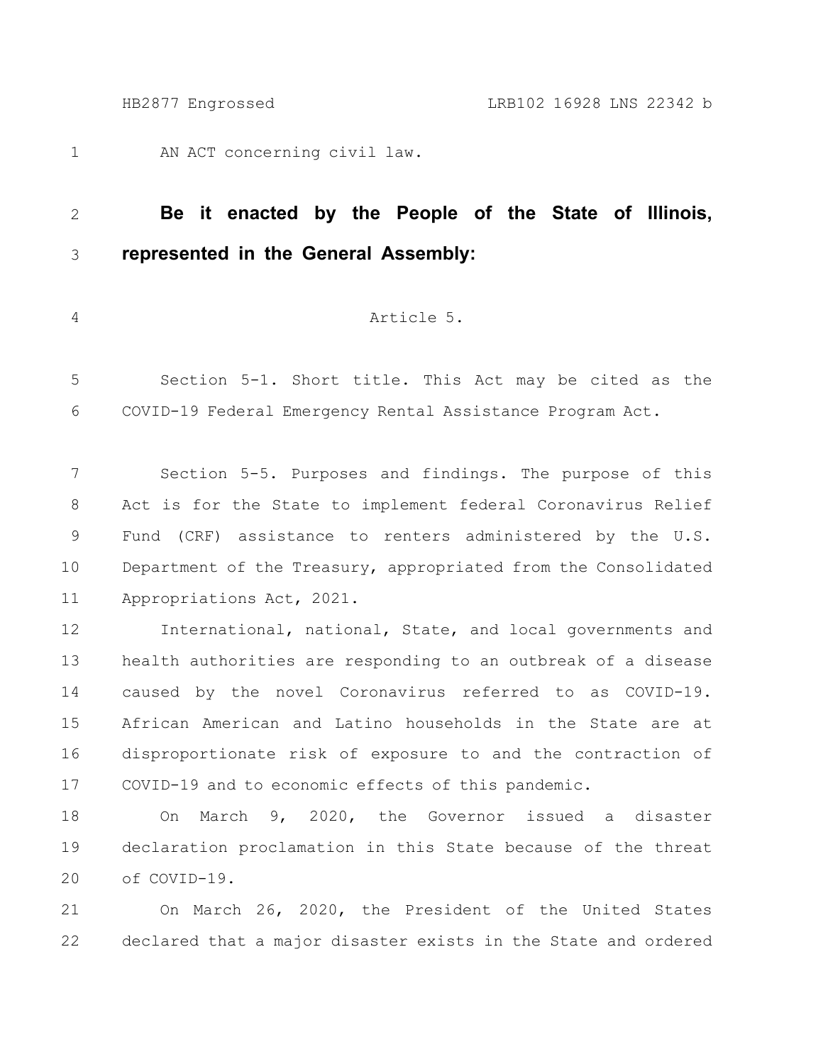AN ACT concerning civil law.

**Be it enacted by the People of the State of Illinois, represented in the General Assembly:**

Article 5.

Section 5-1. Short title. This Act may be cited as the COVID-19 Federal Emergency Rental Assistance Program Act.

Section 5-5. Purposes and findings. The purpose of this Act is for the State to implement federal Coronavirus Relief Fund (CRF) assistance to renters administered by the U.S. Department of the Treasury, appropriated from the Consolidated Appropriations Act, 2021.

International, national, State, and local governments and health authorities are responding to an outbreak of a disease caused by the novel Coronavirus referred to as COVID-19. African American and Latino households in the State are at disproportionate risk of exposure to and the contraction of COVID-19 and to economic effects of this pandemic.

On March 9, 2020, the Governor issued a disaster declaration proclamation in this State because of the threat of COVID-19.

On March 26, 2020, the President of the United States declared that a major disaster exists in the State and ordered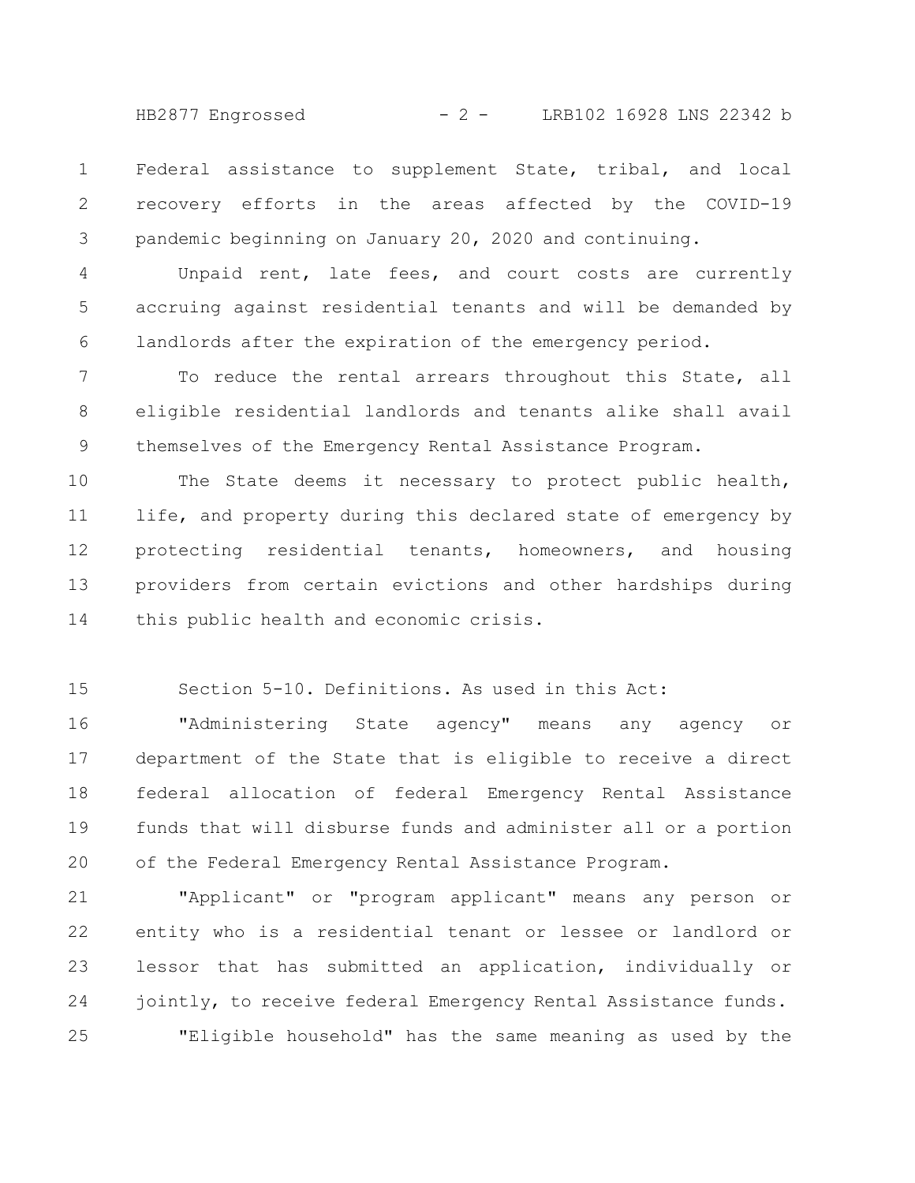Federal assistance to supplement State, tribal, and local recovery efforts in the areas affected by the COVID-19 pandemic beginning on January 20, 2020 and continuing.

Unpaid rent, late fees, and court costs are currently accruing against residential tenants and will be demanded by landlords after the expiration of the emergency period.

To reduce the rental arrears throughout this State, all eligible residential landlords and tenants alike shall avail themselves of the Emergency Rental Assistance Program.

The State deems it necessary to protect public health, life, and property during this declared state of emergency by protecting residential tenants, homeowners, and housing providers from certain evictions and other hardships during this public health and economic crisis.

Section 5-10. Definitions. As used in this Act:

"Administering State agency" means any agency or department of the State that is eligible to receive a direct federal allocation of federal Emergency Rental Assistance funds that will disburse funds and administer all or a portion of the Federal Emergency Rental Assistance Program.

"Applicant" or "program applicant" means any person or entity who is a residential tenant or lessee or landlord or lessor that has submitted an application, individually or jointly, to receive federal Emergency Rental Assistance funds.

"Eligible household" has the same meaning as used by the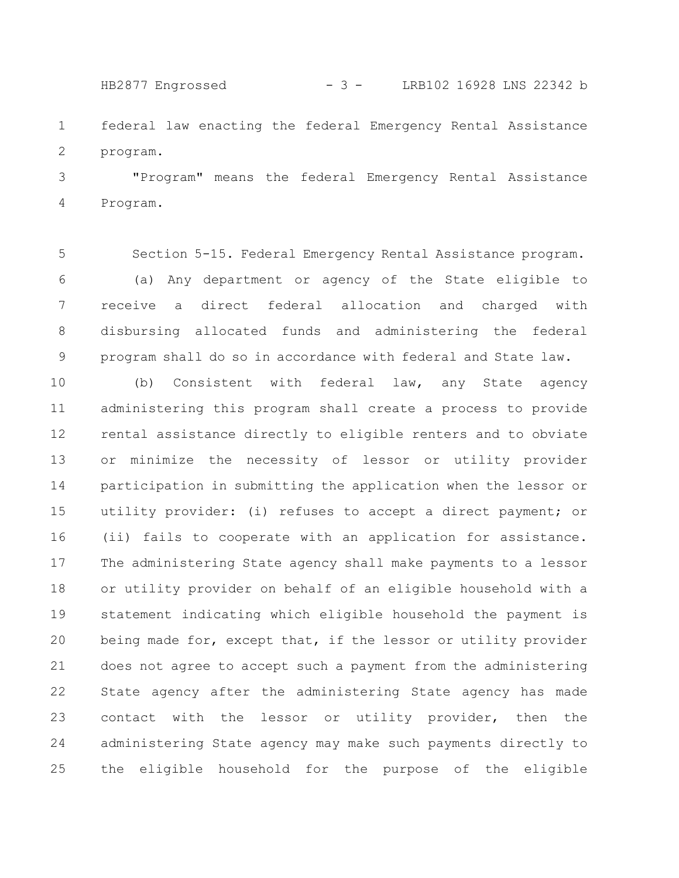federal law enacting the federal Emergency Rental Assistance program.

"Program" means the federal Emergency Rental Assistance Program.

Section 5-15. Federal Emergency Rental Assistance program.

(a) Any department or agency of the State eligible to receive a direct federal allocation and charged with disbursing allocated funds and administering the federal program shall do so in accordance with federal and State law.

(b) Consistent with federal law, any State agency administering this program shall create a process to provide rental assistance directly to eligible renters and to obviate or minimize the necessity of lessor or utility provider participation in submitting the application when the lessor or utility provider: (i) refuses to accept a direct payment; or (ii) fails to cooperate with an application for assistance. The administering State agency shall make payments to a lessor or utility provider on behalf of an eligible household with a statement indicating which eligible household the payment is being made for, except that, if the lessor or utility provider does not agree to accept such a payment from the administering State agency after the administering State agency has made contact with the lessor or utility provider, then the administering State agency may make such payments directly to the eligible household for the purpose of the eligible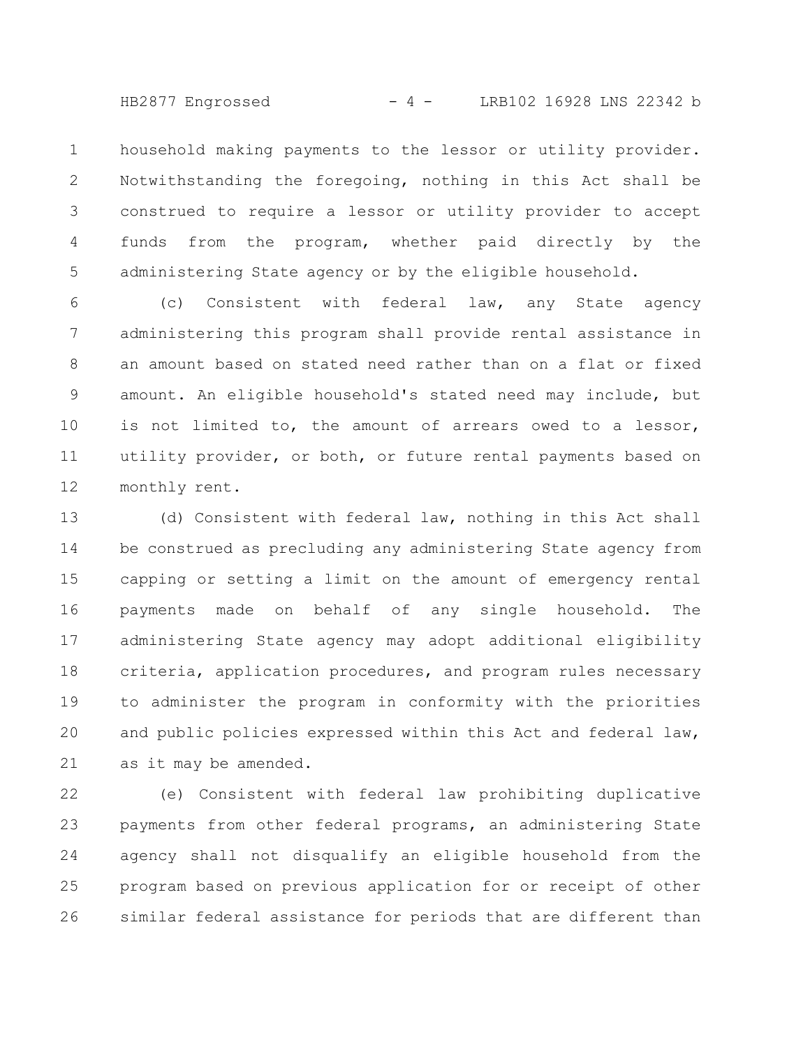household making payments to the lessor or utility provider. Notwithstanding the foregoing, nothing in this Act shall be construed to require a lessor or utility provider to accept funds from the program, whether paid directly by the administering State agency or by the eligible household.

(c) Consistent with federal law, any State agency administering this program shall provide rental assistance in an amount based on stated need rather than on a flat or fixed amount. An eligible household's stated need may include, but is not limited to, the amount of arrears owed to a lessor, utility provider, or both, or future rental payments based on monthly rent.

(d) Consistent with federal law, nothing in this Act shall be construed as precluding any administering State agency from capping or setting a limit on the amount of emergency rental payments made on behalf of any single household. The administering State agency may adopt additional eligibility criteria, application procedures, and program rules necessary to administer the program in conformity with the priorities and public policies expressed within this Act and federal law, as it may be amended.

(e) Consistent with federal law prohibiting duplicative payments from other federal programs, an administering State agency shall not disqualify an eligible household from the program based on previous application for or receipt of other similar federal assistance for periods that are different than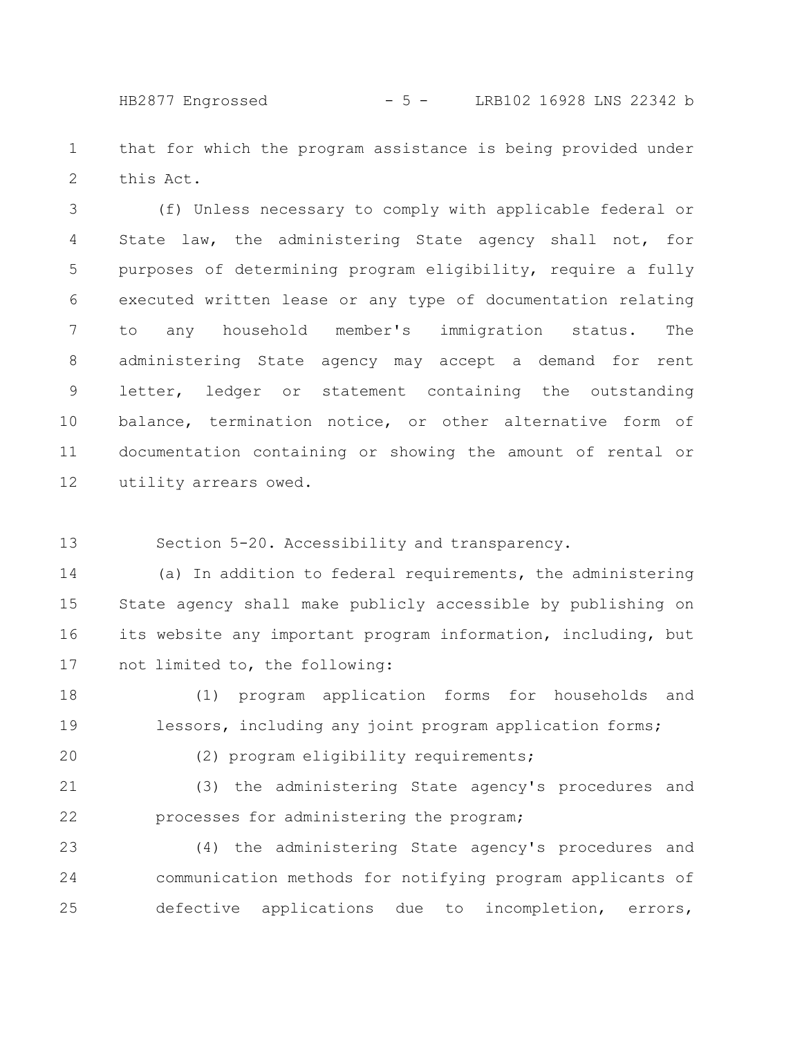that for which the program assistance is being provided under this Act.

(f) Unless necessary to comply with applicable federal or State law, the administering State agency shall not, for purposes of determining program eligibility, require a fully executed written lease or any type of documentation relating to any household member's immigration status. The administering State agency may accept a demand for rent letter, ledger or statement containing the outstanding balance, termination notice, or other alternative form of documentation containing or showing the amount of rental or utility arrears owed.

Section 5-20. Accessibility and transparency.

(a) In addition to federal requirements, the administering State agency shall make publicly accessible by publishing on its website any important program information, including, but not limited to, the following:

(1) program application forms for households and lessors, including any joint program application forms;

(2) program eligibility requirements;

(3) the administering State agency's procedures and processes for administering the program;

(4) the administering State agency's procedures and communication methods for notifying program applicants of defective applications due to incompletion, errors,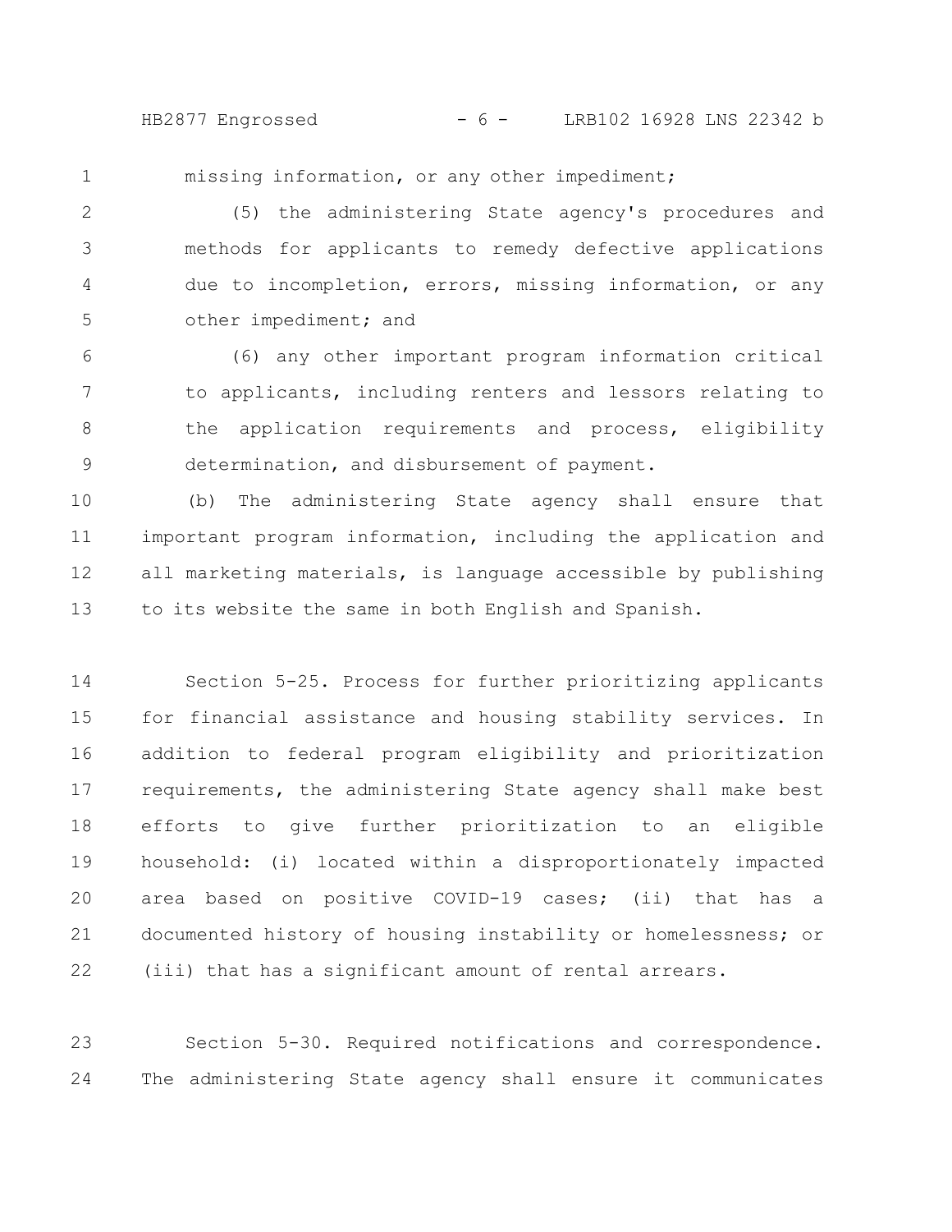missing information, or any other impediment;

(5) the administering State agency's procedures and methods for applicants to remedy defective applications due to incompletion, errors, missing information, or any other impediment; and

(6) any other important program information critical to applicants, including renters and lessors relating to the application requirements and process, eligibility determination, and disbursement of payment.

(b) The administering State agency shall ensure that important program information, including the application and all marketing materials, is language accessible by publishing to its website the same in both English and Spanish.

Section 5-25. Process for further prioritizing applicants for financial assistance and housing stability services. In addition to federal program eligibility and prioritization requirements, the administering State agency shall make best efforts to give further prioritization to an eligible household: (i) located within a disproportionately impacted area based on positive COVID-19 cases; (ii) that has a documented history of housing instability or homelessness; or (iii) that has a significant amount of rental arrears.

Section 5-30. Required notifications and correspondence. The administering State agency shall ensure it communicates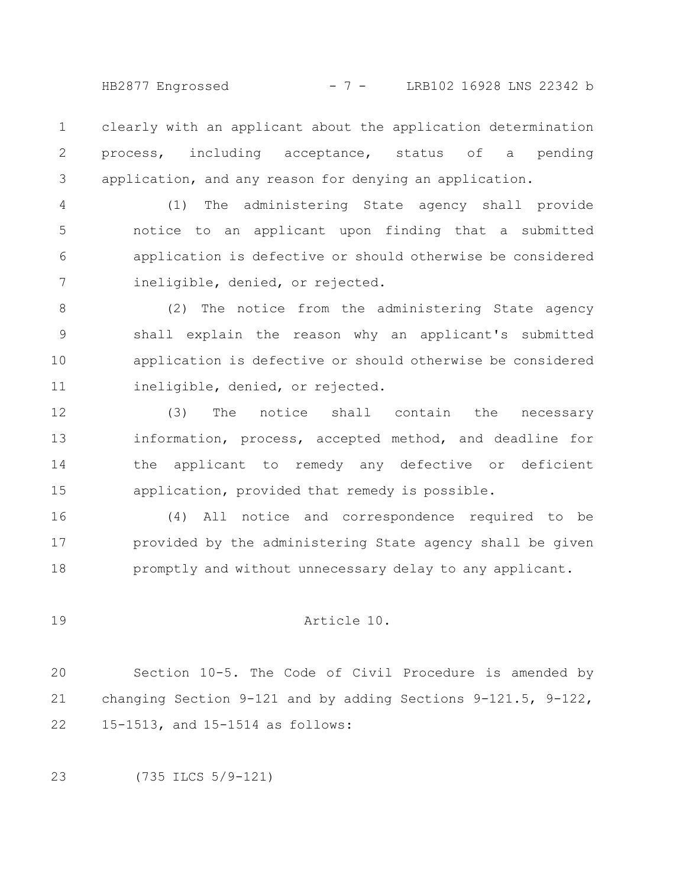clearly with an applicant about the application determination process, including acceptance, status of a pending application, and any reason for denying an application.

(1) The administering State agency shall provide notice to an applicant upon finding that a submitted application is defective or should otherwise be considered ineligible, denied, or rejected.

(2) The notice from the administering State agency shall explain the reason why an applicant's submitted application is defective or should otherwise be considered ineligible, denied, or rejected.

(3) The notice shall contain the necessary information, process, accepted method, and deadline for the applicant to remedy any defective or deficient application, provided that remedy is possible.

(4) All notice and correspondence required to be provided by the administering State agency shall be given promptly and without unnecessary delay to any applicant.

Article 10.

Section 10-5. The Code of Civil Procedure is amended by changing Section 9-121 and by adding Sections 9-121.5, 9-122, 15-1513, and 15-1514 as follows:

(735 ILCS 5/9-121)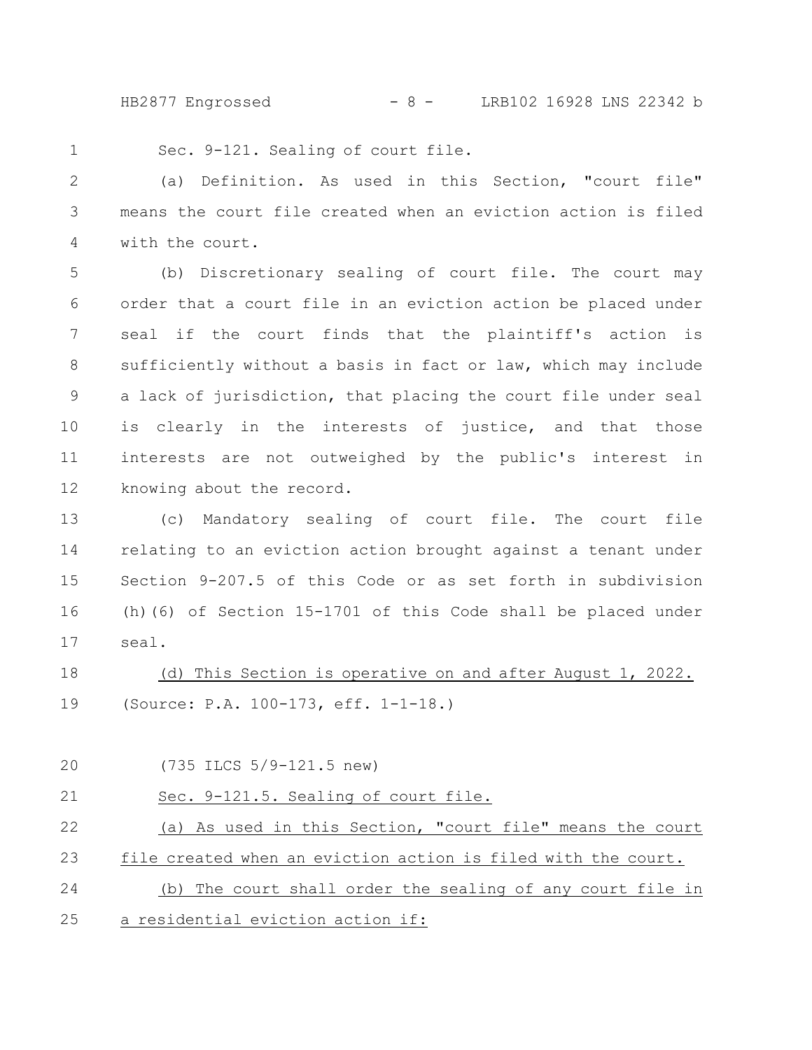Sec. 9-121. Sealing of court file.

(a) Definition. As used in this Section, "court file" means the court file created when an eviction action is filed with the court.

(b) Discretionary sealing of court file. The court may order that a court file in an eviction action be placed under seal if the court finds that the plaintiff's action is sufficiently without a basis in fact or law, which may include a lack of jurisdiction, that placing the court file under seal is clearly in the interests of justice, and that those interests are not outweighed by the public's interest in knowing about the record.

(c) Mandatory sealing of court file. The court file relating to an eviction action brought against a tenant under Section 9-207.5 of this Code or as set forth in subdivision (h)(6) of Section 15-1701 of this Code shall be placed under seal.

<u>(d) This Section is operative on and after August 1, 2022.</u>

(Source: P.A. 100-173, eff. 1-1-18.)

(735 ILCS 5/9-121.5 new)

<u>Sec. 9-121.5. Sealing of court file.</u>

<u>(a) As used in this Section, "court file" means the court file created when an eviction action is filed with the court.</u>

<u>(b) The court shall order the sealing of any court file in a residential eviction action if:</u>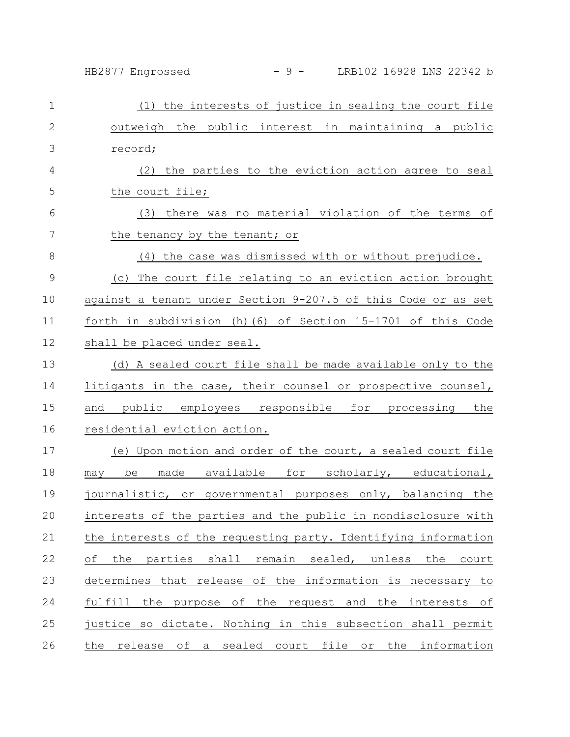(1) the interests of justice in sealing the court file outweigh the public interest in maintaining a public record;

(2) the parties to the eviction action agree to seal the court file;

(3) there was no material violation of the terms of the tenancy by the tenant; or

(4) the case was dismissed with or without prejudice.

(c) The court file relating to an eviction action brought against a tenant under Section 9-207.5 of this Code or as set forth in subdivision (h)(6) of Section 15-1701 of this Code shall be placed under seal.

(d) A sealed court file shall be made available only to the litigants in the case, their counsel or prospective counsel, and public employees responsible for processing the residential eviction action.

(e) Upon motion and order of the court, a sealed court file may be made available for scholarly, educational, journalistic, or governmental purposes only, balancing the interests of the parties and the public in nondisclosure with the interests of the requesting party. Identifying information of the parties shall remain sealed, unless the court determines that release of the information is necessary to fulfill the purpose of the request and the interests of justice so dictate. Nothing in this subsection shall permit the release of a sealed court file or the information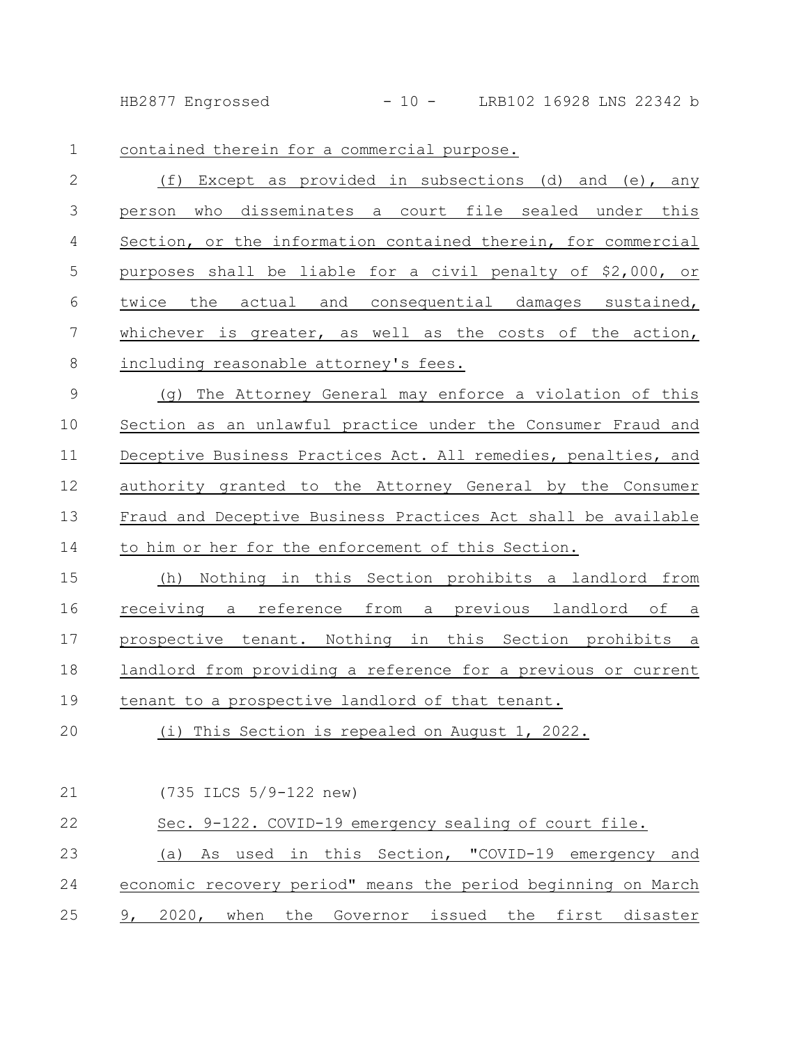contained therein for a commercial purpose.

(f) Except as provided in subsections (d) and (e), any person who disseminates a court file sealed under this Section, or the information contained therein, for commercial purposes shall be liable for a civil penalty of $2,000, or twice the actual and consequential damages sustained, whichever is greater, as well as the costs of the action, including reasonable attorney's fees.

(g) The Attorney General may enforce a violation of this Section as an unlawful practice under the Consumer Fraud and Deceptive Business Practices Act. All remedies, penalties, and authority granted to the Attorney General by the Consumer Fraud and Deceptive Business Practices Act shall be available to him or her for the enforcement of this Section.

(h) Nothing in this Section prohibits a landlord from receiving a reference from a previous landlord of a prospective tenant. Nothing in this Section prohibits a landlord from providing a reference for a previous or current tenant to a prospective landlord of that tenant.

(i) This Section is repealed on August 1, 2022.

(735 ILCS 5/9-122 new)

Sec. 9-122. COVID-19 emergency sealing of court file.

(a) As used in this Section, "COVID-19 emergency and economic recovery period" means the period beginning on March 9, 2020, when the Governor issued the first disaster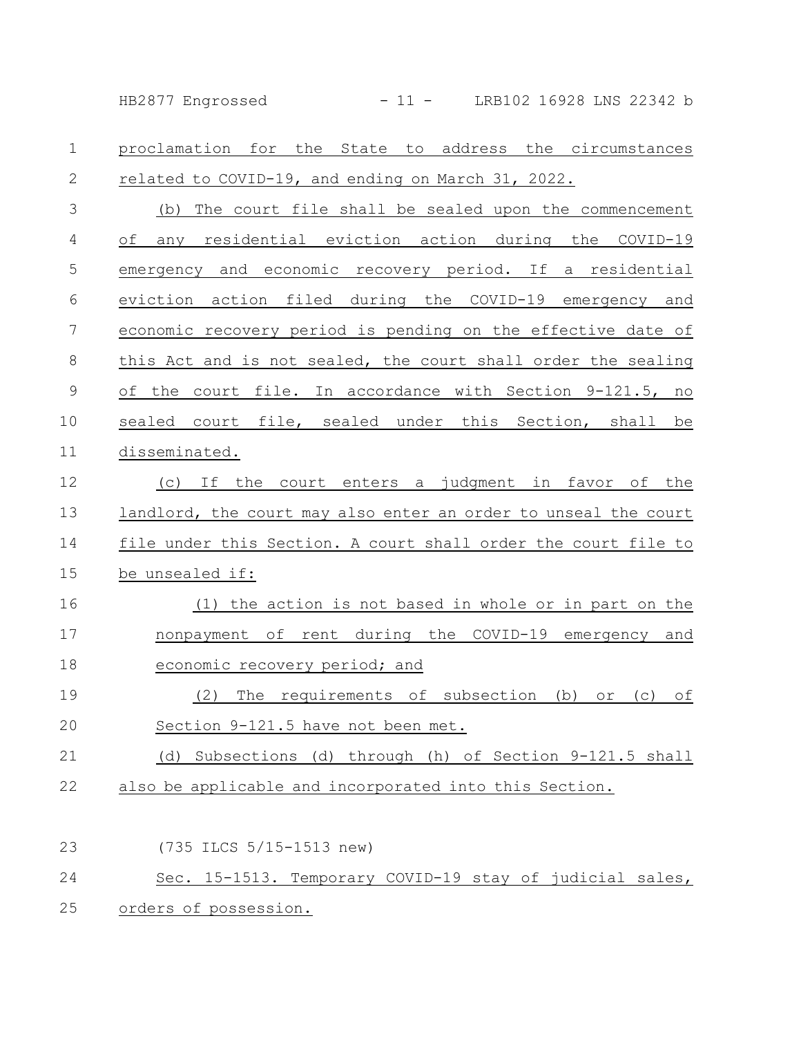proclamation for the State to address the circumstances related to COVID-19, and ending on March 31, 2022.

(b) The court file shall be sealed upon the commencement of any residential eviction action during the COVID-19 emergency and economic recovery period. If a residential eviction action filed during the COVID-19 emergency and economic recovery period is pending on the effective date of this Act and is not sealed, the court shall order the sealing of the court file. In accordance with Section 9-121.5, no sealed court file, sealed under this Section, shall be disseminated.

(c) If the court enters a judgment in favor of the landlord, the court may also enter an order to unseal the court file under this Section. A court shall order the court file to be unsealed if:

(1) the action is not based in whole or in part on the nonpayment of rent during the COVID-19 emergency and economic recovery period; and

(2) The requirements of subsection (b) or (c) of Section 9-121.5 have not been met.

(d) Subsections (d) through (h) of Section 9-121.5 shall also be applicable and incorporated into this Section.

(735 ILCS 5/15-1513 new)

Sec. 15-1513. Temporary COVID-19 stay of judicial sales, orders of possession.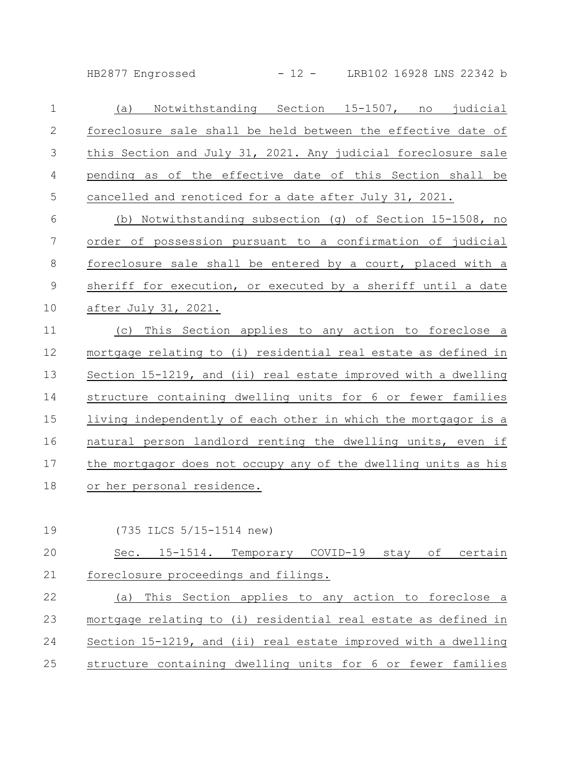(a) Notwithstanding Section 15-1507, no judicial foreclosure sale shall be held between the effective date of this Section and July 31, 2021. Any judicial foreclosure sale pending as of the effective date of this Section shall be cancelled and renoticed for a date after July 31, 2021.

(b) Notwithstanding subsection (g) of Section 15-1508, no order of possession pursuant to a confirmation of judicial foreclosure sale shall be entered by a court, placed with a sheriff for execution, or executed by a sheriff until a date after July 31, 2021.

(c) This Section applies to any action to foreclose a mortgage relating to (i) residential real estate as defined in Section 15-1219, and (ii) real estate improved with a dwelling structure containing dwelling units for 6 or fewer families living independently of each other in which the mortgagor is a natural person landlord renting the dwelling units, even if the mortgagor does not occupy any of the dwelling units as his or her personal residence.

(735 ILCS 5/15-1514 new)

Sec. 15-1514. Temporary COVID-19 stay of certain foreclosure proceedings and filings.

(a) This Section applies to any action to foreclose a mortgage relating to (i) residential real estate as defined in Section 15-1219, and (ii) real estate improved with a dwelling structure containing dwelling units for 6 or fewer families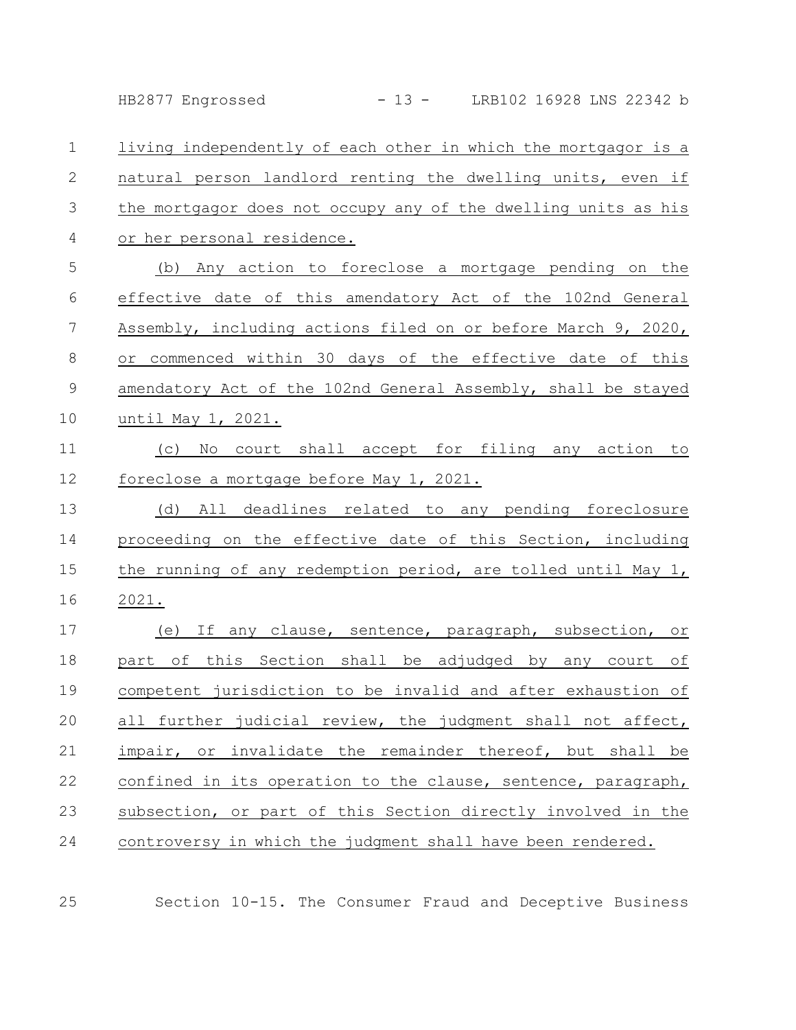living independently of each other in which the mortgagor is a natural person landlord renting the dwelling units, even if the mortgagor does not occupy any of the dwelling units as his or her personal residence.

(b) Any action to foreclose a mortgage pending on the effective date of this amendatory Act of the 102nd General Assembly, including actions filed on or before March 9, 2020, or commenced within 30 days of the effective date of this amendatory Act of the 102nd General Assembly, shall be stayed until May 1, 2021.

(c) No court shall accept for filing any action to foreclose a mortgage before May 1, 2021.

(d) All deadlines related to any pending foreclosure proceeding on the effective date of this Section, including the running of any redemption period, are tolled until May 1, 2021.

(e) If any clause, sentence, paragraph, subsection, or part of this Section shall be adjudged by any court of competent jurisdiction to be invalid and after exhaustion of all further judicial review, the judgment shall not affect, impair, or invalidate the remainder thereof, but shall be confined in its operation to the clause, sentence, paragraph, subsection, or part of this Section directly involved in the controversy in which the judgment shall have been rendered.

Section 10-15. The Consumer Fraud and Deceptive Business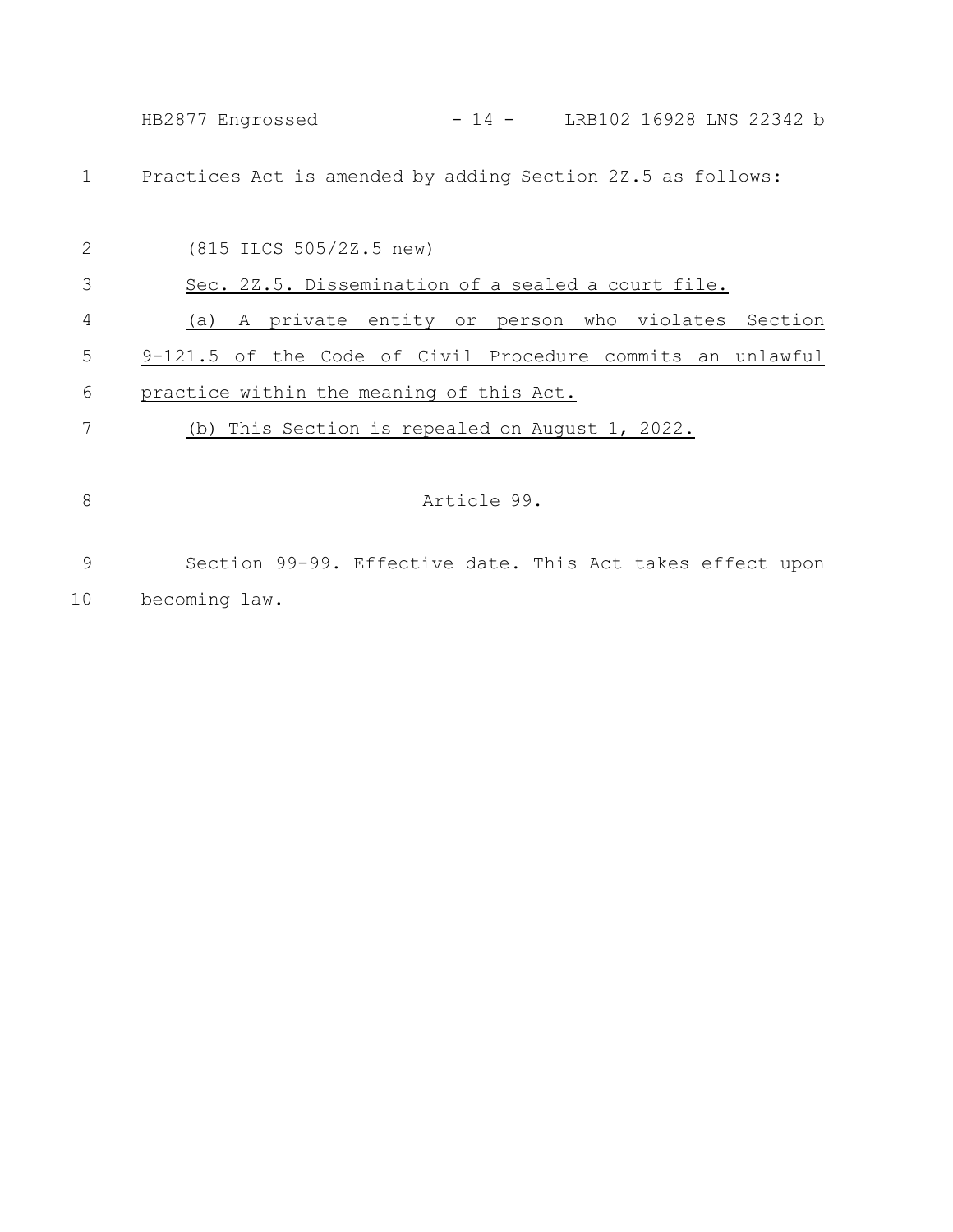Practices Act is amended by adding Section 2Z.5 as follows:

(815 ILCS 505/2Z.5 new)

Sec. 2Z.5. Dissemination of a sealed a court file.

(a) A private entity or person who violates Section 9-121.5 of the Code of Civil Procedure commits an unlawful practice within the meaning of this Act.

(b) This Section is repealed on August 1, 2022.

Article 99.

Section 99-99. Effective date. This Act takes effect upon becoming law.